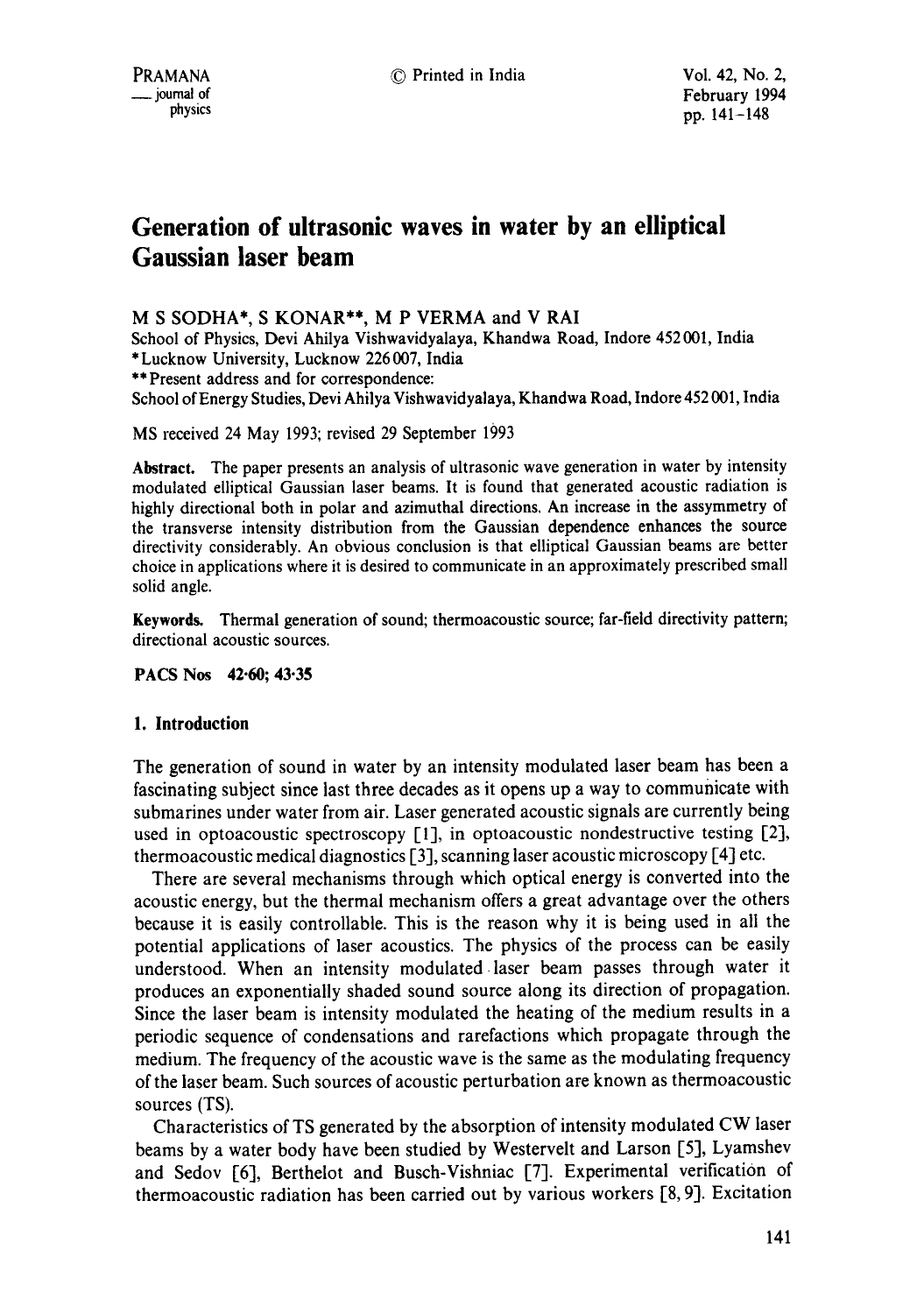# Generation of ultrasonic waves in water by an elliptical Gaussian laser beam

M S SODHA\*, S KONAR\*\*, M P VERMA and V RAI

School of Physics, Devi Ahilya Vishwavidyalaya, Khandwa Road, Indore 452 001, India

\*Lucknow University, Lucknow 226 007, India

\*\*Present address and for correspondence:

School of Energy Studies, Devi Ahilya Vishwavidyalaya, Khandwa Road, Indore 452 001, India

MS received 24 May 1993; revised 29 September 1993

**Abstract.** The paper presents an analysis of ultrasonic wave generation in water by intensity modulated elliptical Gaussian laser beams. It is found that generated acoustic radiation is highly directional both in polar and azimuthal directions. An increase in the assymmetry of the transverse intensity distribution from the Gaussian dependence enhances the source directivity considerably. An obvious conclusion is that elliptical Gaussian beams are better choice in applications where it is desired to communicate in an approximately prescribed small solid angle.

**Keywords.** Thermal generation of sound; thermoacoustic source; far-field directivity pattern; directional acoustic sources.

**PACS Nos** 42·60; 43·35

## 1. Introduction

The generation of sound in water by an intensity modulated laser beam has been a fascinating subject since last three decades as it opens up a way to communicate with submarines under water from air. Laser generated acoustic signals are currently being used in optoacoustic spectroscopy [1], in optoacoustic nondestructive testing [2], thermoacoustic medical diagnostics [3], scanning laser acoustic microscopy [4] etc.

There are several mechanisms through which optical energy is converted into the acoustic energy, but the thermal mechanism offers a great advantage over the others because it is easily controllable. This is the reason why it is being used in all the potential applications of laser acoustics. The physics of the process can be easily understood. When an intensity modulated laser beam passes through water it produces an exponentially shaded sound source along its direction of propagation. Since the laser beam is intensity modulated the heating of the medium results in a periodic sequence of condensations and rarefactions which propagate through the medium. The frequency of the acoustic wave is the same as the modulating frequency of the laser beam. Such sources of acoustic perturbation are known as thermoacoustic sources (TS).

Characteristics of TS generated by the absorption of intensity modulated CW laser beams by a water body have been studied by Westervelt and Larson [5], Lyamshev and Sedov [6], Berthelot and Busch-Vishniac [7]. Experimental verification of thermoacoustic radiation has been carried out by various workers [8, 9]. Excitation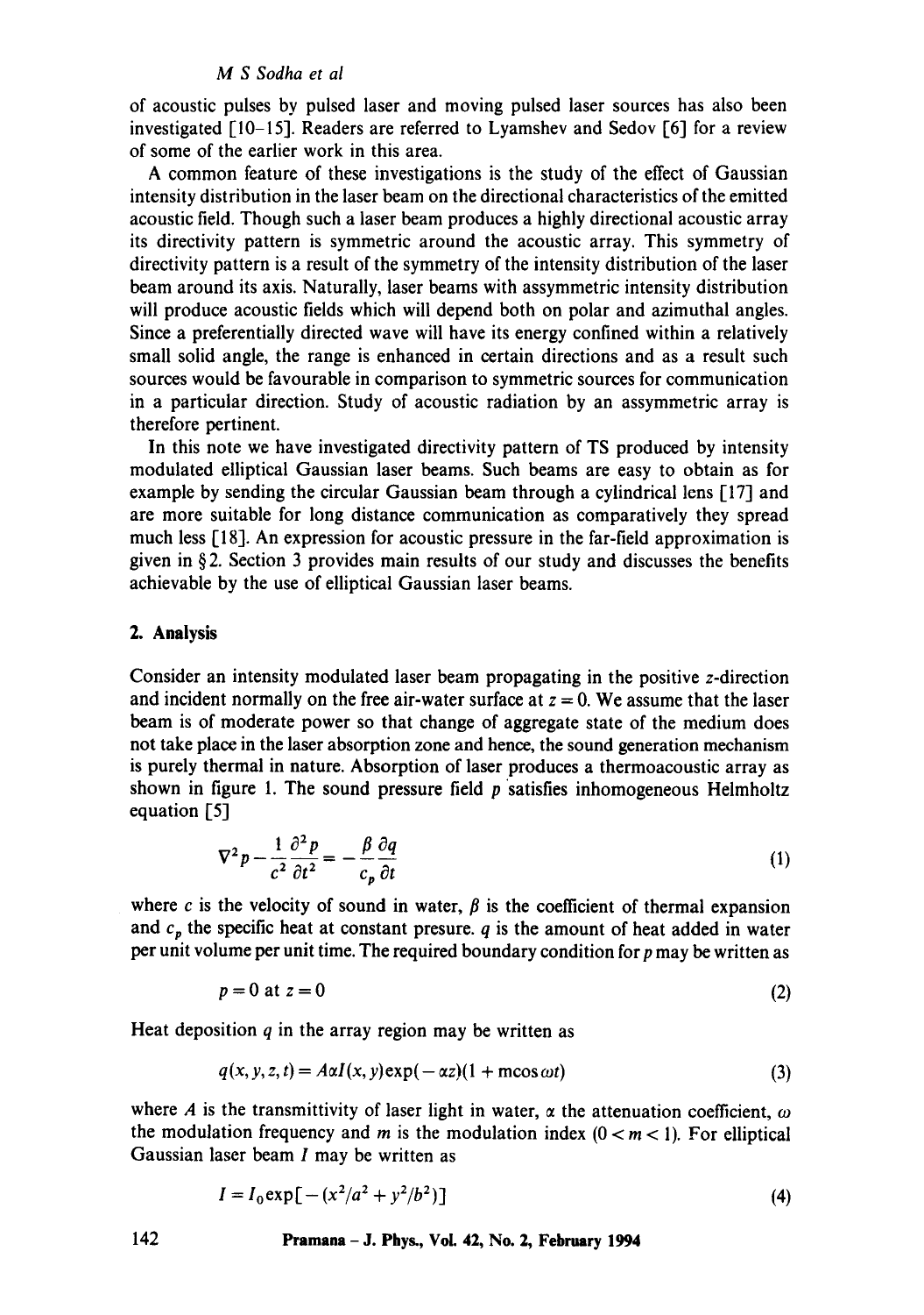of acoustic pulses by pulsed laser and moving pulsed laser sources has also been investigated [10–15]. Readers are referred to Lyamshev and Sedov [6] for a review of some of the earlier work in this area.

A common feature of these investigations is the study of the effect of Gaussian intensity distribution in the laser beam on the directional characteristics of the emitted acoustic field. Though such a laser beam produces a highly directional acoustic array its directivity pattern is symmetric around the acoustic array. This symmetry of directivity pattern is a result of the symmetry of the intensity distribution of the laser beam around its axis. Naturally, laser beams with assymmetric intensity distribution will produce acoustic fields which will depend both on polar and azimuthal angles. Since a preferentially directed wave will have its energy confined within a relatively small solid angle, the range is enhanced in certain directions and as a result such sources would be favourable in comparison to symmetric sources for communication in a particular direction. Study of acoustic radiation by an assymmetric array is therefore pertinent.

In this note we have investigated directivity pattern of TS produced by intensity modulated elliptical Gaussian laser beams. Such beams are easy to obtain as for example by sending the circular Gaussian beam through a cylindrical lens [17] and are more suitable for long distance communication as comparatively they spread much less [18]. An expression for acoustic pressure in the far-field approximation is given in § 2. Section 3 provides main results of our study and discusses the benefits achievable by the use of elliptical Gaussian laser beams.

## 2. Analysis

Consider an intensity modulated laser beam propagating in the positive $z$-direction and incident normally on the free air-water surface at $z = 0$. We assume that the laser beam is of moderate power so that change of aggregate state of the medium does not take place in the laser absorption zone and hence, the sound generation mechanism is purely thermal in nature. Absorption of laser produces a thermoacoustic array as shown in figure 1. The sound pressure field $p$ satisfies inhomogeneous Helmholtz equation [5]

$$\nabla^2 p - \frac{1}{c^2}\frac{\partial^2 p}{\partial t^2} = -\frac{\beta}{c_p}\frac{\partial q}{\partial t} \tag{1}$$

where $c$ is the velocity of sound in water, $\beta$ is the coefficient of thermal expansion and $c_p$ the specific heat at constant presure. $q$ is the amount of heat added in water per unit volume per unit time. The required boundary condition for $p$ may be written as

$$p = 0 \text{ at } z = 0 \tag{2}$$

Heat deposition $q$ in the array region may be written as

$$q(x, y, z, t) = A\alpha I(x, y)\exp(-\alpha z)(1 + m\cos\omega t) \tag{3}$$

where $A$ is the transmittivity of laser light in water, $\alpha$ the attenuation coefficient, $\omega$ the modulation frequency and $m$ is the modulation index $(0 < m < 1)$. For elliptical Gaussian laser beam $I$ may be written as

$$I = I_0\exp[-(x^2/a^2 + y^2/b^2)] \tag{4}$$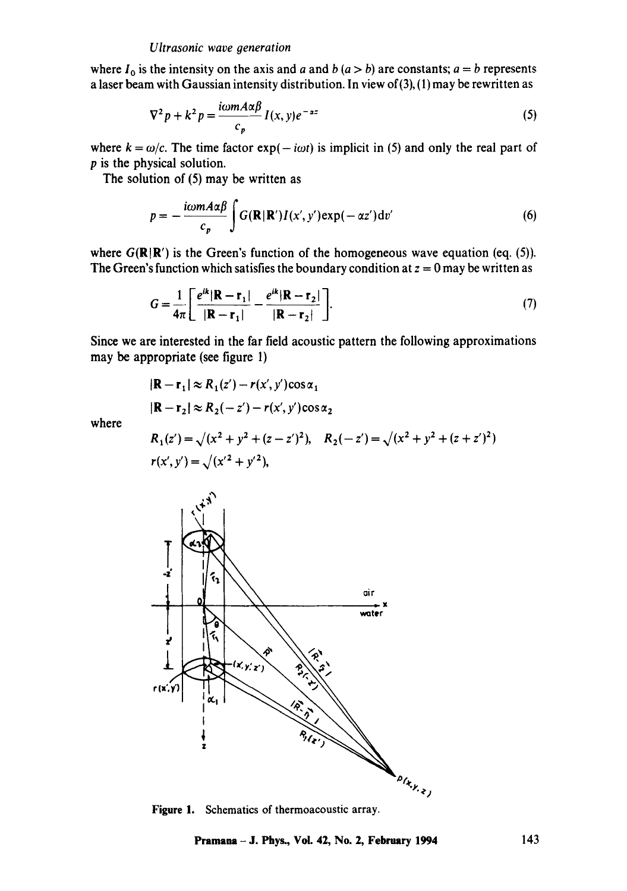where $I_0$ is the intensity on the axis and $a$ and $b$ $(a > b)$ are constants; $a = b$ represents a laser beam with Gaussian intensity distribution. In view of (3), (1) may be rewritten as

$$\nabla^2 p + k^2 p = \frac{i\omega m A \alpha \beta}{c_p} I(x, y) e^{-\alpha z} \tag{5}$$

where $k = \omega / c$. The time factor $\exp(-i\omega t)$ is implicit in (5) and only the real part of $p$ is the physical solution.

The solution of (5) may be written as

$$p = -\frac{i\omega m A \alpha \beta}{c_p} \int G(\mathbf{R}|\mathbf{R}') I(x', y') \exp(-\alpha z') \mathrm{d}v' \tag{6}$$

where $G(\mathbf{R}|\mathbf{R}')$ is the Green's function of the homogeneous wave equation (eq. (5)). The Green's function which satisfies the boundary condition at $z = 0$ may be written as

$$G = \frac{1}{4\pi} \left[ \frac{e^{ik} |\mathbf{R} - \mathbf{r}_1|}{|\mathbf{R} - \mathbf{r}_1|} - \frac{e^{ik} |\mathbf{R} - \mathbf{r}_2|}{|\mathbf{R} - \mathbf{r}_2|} \right]. \tag{7}$$

Since we are interested in the far field acoustic pattern the following approximations may be appropriate (see figure 1)

$$|\mathbf{R} - \mathbf{r}_1| \approx R_1(z') - r(x', y') \cos \alpha_1$$

$$|\mathbf{R} - \mathbf{r}_2| \approx R_2(-z') - r(x', y') \cos \alpha_2$$

where

$$R_1(z') = \sqrt{(x^2 + y^2 + (z - z')^2)}, \quad R_2(-z') = \sqrt{(x^2 + y^2 + (z + z')^2)}$$

$$r(x', y') = \sqrt{(x'^2 + y'^2)},$$

Figure 1. Schematics of thermoacoustic array.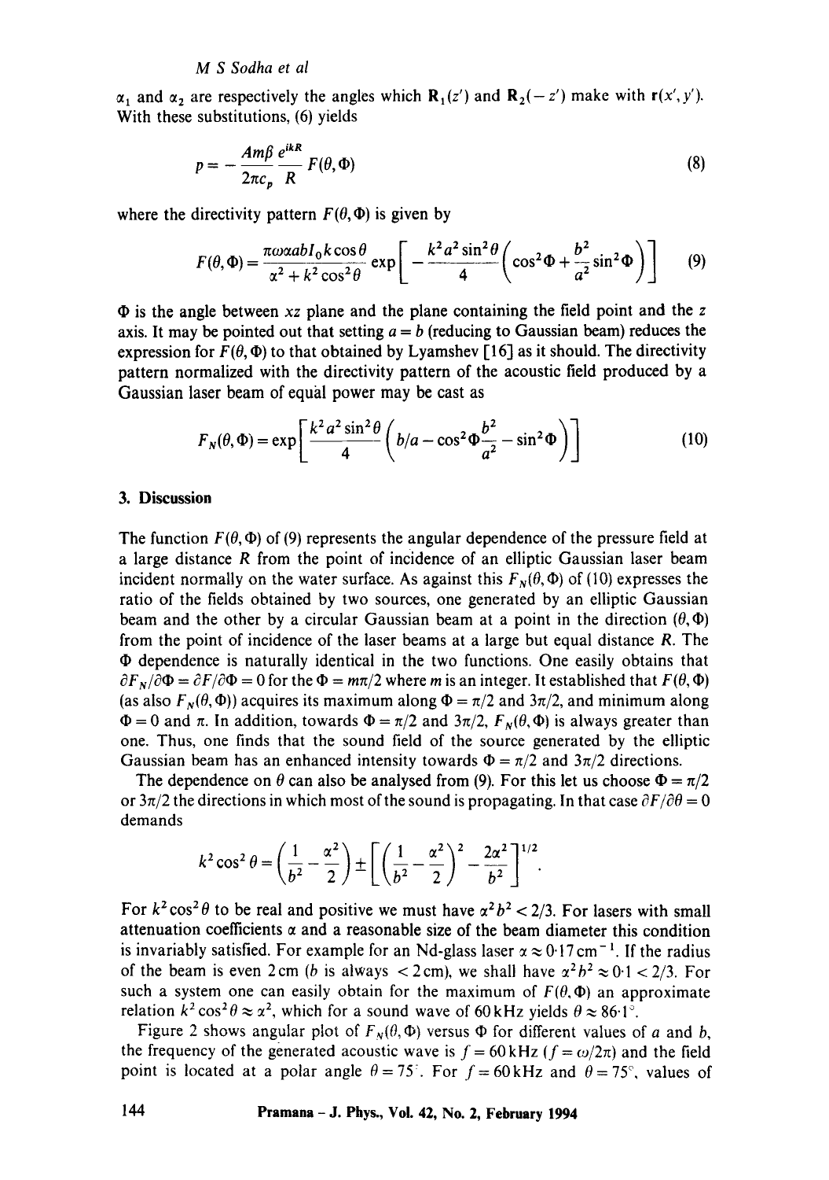$\alpha_1$ and $\alpha_2$ are respectively the angles which $\mathbf{R}_1(z')$ and $\mathbf{R}_2(-z')$ make with $\mathbf{r}(x', y')$. With these substitutions, (6) yields

$$p = -\frac{Am\beta}{2\pi c_p}\frac{e^{ikR}}{R}F(\theta, \Phi) \tag{8}$$

where the directivity pattern $F(\theta, \Phi)$ is given by

$$F(\theta, \Phi) = \frac{\pi\omega\alpha ab I_0 k\cos\theta}{\alpha^2 + k^2\cos^2\theta}\exp\left[-\frac{k^2a^2\sin^2\theta}{4}\left(\cos^2\Phi + \frac{b^2}{a^2}\sin^2\Phi\right)\right] \tag{9}$$

$\Phi$ is the angle between $xz$ plane and the plane containing the field point and the $z$ axis. It may be pointed out that setting $a = b$ (reducing to Gaussian beam) reduces the expression for $F(\theta, \Phi)$ to that obtained by Lyamshev [16] as it should. The directivity pattern normalized with the directivity pattern of the acoustic field produced by a Gaussian laser beam of equal power may be cast as

$$F_N(\theta, \Phi) = \exp\left[\frac{k^2a^2\sin^2\theta}{4}\left(b/a - \cos^2\Phi\frac{b^2}{a^2} - \sin^2\Phi\right)\right] \tag{10}$$

## 3. Discussion

The function $F(\theta, \Phi)$ of (9) represents the angular dependence of the pressure field at a large distance $R$ from the point of incidence of an elliptic Gaussian laser beam incident normally on the water surface. As against this $F_N(\theta, \Phi)$ of (10) expresses the ratio of the fields obtained by two sources, one generated by an elliptic Gaussian beam and the other by a circular Gaussian beam at a point in the direction $(\theta, \Phi)$ from the point of incidence of the laser beams at a large but equal distance $R$. The $\Phi$ dependence is naturally identical in the two functions. One easily obtains that $\partial F_N/\partial\Phi = \partial F/\partial\Phi = 0$ for the $\Phi = m\pi/2$ where $m$ is an integer. It established that $F(\theta, \Phi)$ (as also $F_N(\theta, \Phi)$) acquires its maximum along $\Phi = \pi/2$ and $3\pi/2$, and minimum along $\Phi = 0$ and $\pi$. In addition, towards $\Phi = \pi/2$ and $3\pi/2$, $F_N(\theta, \Phi)$ is always greater than one. Thus, one finds that the sound field of the source generated by the elliptic Gaussian beam has an enhanced intensity towards $\Phi = \pi/2$ and $3\pi/2$ directions.

The dependence on $\theta$ can also be analysed from (9). For this let us choose $\Phi = \pi/2$ or $3\pi/2$ the directions in which most of the sound is propagating. In that case $\partial F/\partial\theta = 0$ demands

$$k^2\cos^2\theta = \left(\frac{1}{b^2} - \frac{\alpha^2}{2}\right) \pm \left[\left(\frac{1}{b^2} - \frac{\alpha^2}{2}\right)^2 - \frac{2\alpha^2}{b^2}\right]^{1/2}.$$

For $k^2\cos^2\theta$ to be real and positive we must have $\alpha^2b^2 < 2/3$. For lasers with small attenuation coefficients $\alpha$ and a reasonable size of the beam diameter this condition is invariably satisfied. For example for an Nd-glass laser $\alpha \approx 0{\cdot}17\,\text{cm}^{-1}$. If the radius of the beam is even 2 cm ($b$ is always $< 2$ cm), we shall have $\alpha^2b^2 \approx 0{\cdot}1 < 2/3$. For such a system one can easily obtain for the maximum of $F(\theta, \Phi)$ an approximate relation $k^2\cos^2\theta \approx \alpha^2$, which for a sound wave of 60 kHz yields $\theta \approx 86{\cdot}1^\circ$.

Figure 2 shows angular plot of $F_N(\theta, \Phi)$ versus $\Phi$ for different values of $a$ and $b$, the frequency of the generated acoustic wave is $f = 60$ kHz ($f = \omega/2\pi$) and the field point is located at a polar angle $\theta = 75^\circ$. For $f = 60$ kHz and $\theta = 75^\circ$, values of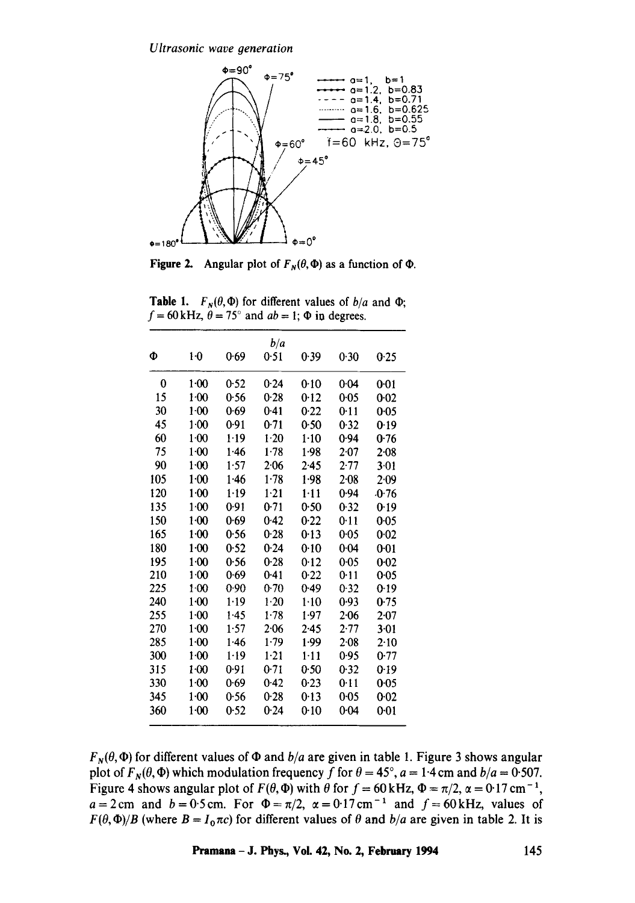Figure 2. Angular plot of $F_N(\theta, \Phi)$ as a function of $\Phi$.

**Table 1.** $F_N(\theta, \Phi)$ for different values of $b/a$ and $\Phi$; $f = 60\,\text{kHz}$, $\theta = 75°$ and $ab = 1$; $\Phi$ in degrees.

| $\Phi$ | $b/a$ 1·0 | 0·69 | 0·51 | 0·39 | 0·30 | 0·25 |
|---|---|---|---|---|---|---|
| 0 | 1·00 | 0·52 | 0·24 | 0·10 | 0·04 | 0·01 |
| 15 | 1·00 | 0·56 | 0·28 | 0·12 | 0·05 | 0·02 |
| 30 | 1·00 | 0·69 | 0·41 | 0·22 | 0·11 | 0·05 |
| 45 | 1·00 | 0·91 | 0·71 | 0·50 | 0·32 | 0·19 |
| 60 | 1·00 | 1·19 | 1·20 | 1·10 | 0·94 | 0·76 |
| 75 | 1·00 | 1·46 | 1·78 | 1·98 | 2·07 | 2·08 |
| 90 | 1·00 | 1·57 | 2·06 | 2·45 | 2·77 | 3·01 |
| 105 | 1·00 | 1·46 | 1·78 | 1·98 | 2·08 | 2·09 |
| 120 | 1·00 | 1·19 | 1·21 | 1·11 | 0·94 | ·0·76 |
| 135 | 1·00 | 0·91 | 0·71 | 0·50 | 0·32 | 0·19 |
| 150 | 1·00 | 0·69 | 0·42 | 0·22 | 0·11 | 0·05 |
| 165 | 1·00 | 0·56 | 0·28 | 0·13 | 0·05 | 0·02 |
| 180 | 1·00 | 0·52 | 0·24 | 0·10 | 0·04 | 0·01 |
| 195 | 1·00 | 0·56 | 0·28 | 0·12 | 0·05 | 0·02 |
| 210 | 1·00 | 0·69 | 0·41 | 0·22 | 0·11 | 0·05 |
| 225 | 1·00 | 0·90 | 0·70 | 0·49 | 0·32 | 0·19 |
| 240 | 1·00 | 1·19 | 1·20 | 1·10 | 0·93 | 0·75 |
| 255 | 1·00 | 1·45 | 1·78 | 1·97 | 2·06 | 2·07 |
| 270 | 1·00 | 1·57 | 2·06 | 2·45 | 2·77 | 3·01 |
| 285 | 1·00 | 1·46 | 1·79 | 1·99 | 2·08 | 2·10 |
| 300 | 1·00 | 1·19 | 1·21 | 1·11 | 0·95 | 0·77 |
| 315 | 1·00 | 0·91 | 0·71 | 0·50 | 0·32 | 0·19 |
| 330 | 1·00 | 0·69 | 0·42 | 0·23 | 0·11 | 0·05 |
| 345 | 1·00 | 0·56 | 0·28 | 0·13 | 0·05 | 0·02 |
| 360 | 1·00 | 0·52 | 0·24 | 0·10 | 0·04 | 0·01 |

$F_N(\theta, \Phi)$ for different values of $\Phi$ and $b/a$ are given in table 1. Figure 3 shows angular plot of $F_N(\theta, \Phi)$ which modulation frequency $f$ for $\theta = 45°$, $a = 1{\cdot}4\,\text{cm}$ and $b/a = 0{\cdot}507$. Figure 4 shows angular plot of $F(\theta, \Phi)$ with $\theta$ for $f = 60\,\text{kHz}$, $\Phi = \pi/2$, $\alpha = 0{\cdot}17\,\text{cm}^{-1}$, $a = 2\,\text{cm}$ and $b = 0{\cdot}5\,\text{cm}$. For $\Phi = \pi/2$, $\alpha = 0{\cdot}17\,\text{cm}^{-1}$ and $f = 60\,\text{kHz}$, values of $F(\theta, \Phi)/B$ (where $B = I_0 \pi c$) for different values of $\theta$ and $b/a$ are given in table 2. It is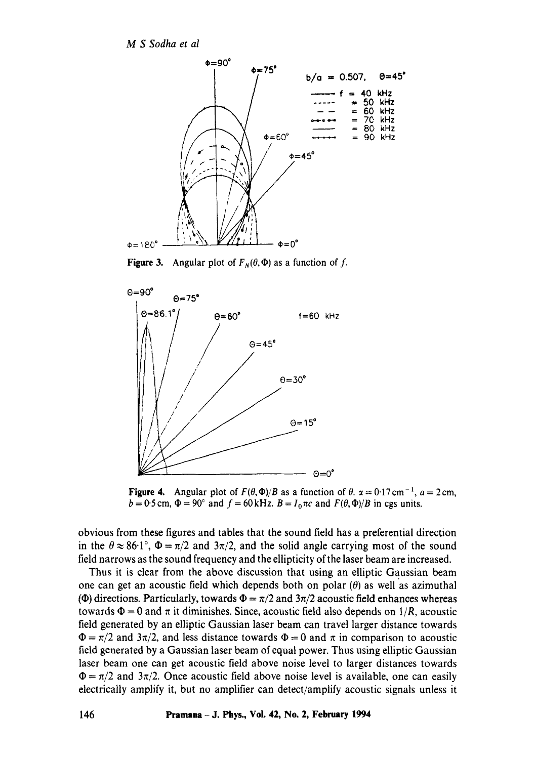Figure 3. Angular plot of $F_N(\theta, \Phi)$ as a function of $f$.

Figure 4. Angular plot of $F(\theta, \Phi)/B$ as a function of $\theta$. $\alpha = 0{\cdot}17\,\text{cm}^{-1}$, $a = 2\,\text{cm}$, $b = 0{\cdot}5\,\text{cm}$, $\Phi = 90°$ and $f = 60\,\text{kHz}$. $B = I_0 \pi c$ and $F(\theta, \Phi)/B$ in cgs units.

obvious from these figures and tables that the sound field has a preferential direction in the $\theta \approx 86{\cdot}1°$, $\Phi = \pi/2$ and $3\pi/2$, and the solid angle carrying most of the sound field narrows as the sound frequency and the ellipticity of the laser beam are increased.

Thus it is clear from the above discussion that using an elliptic Gaussian beam one can get an acoustic field which depends both on polar ($\theta$) as well as azimuthal ($\Phi$) directions. Particularly, towards $\Phi = \pi/2$ and $3\pi/2$ acoustic field enhances whereas towards $\Phi = 0$ and $\pi$ it diminishes. Since, acoustic field also depends on $1/R$, acoustic field generated by an elliptic Gaussian laser beam can travel larger distance towards $\Phi = \pi/2$ and $3\pi/2$, and less distance towards $\Phi = 0$ and $\pi$ in comparison to acoustic field generated by a Gaussian laser beam of equal power. Thus using elliptic Gaussian laser beam one can get acoustic field above noise level to larger distances towards $\Phi = \pi/2$ and $3\pi/2$. Once acoustic field above noise level is available, one can easily electrically amplify it, but no amplifier can detect/amplify acoustic signals unless it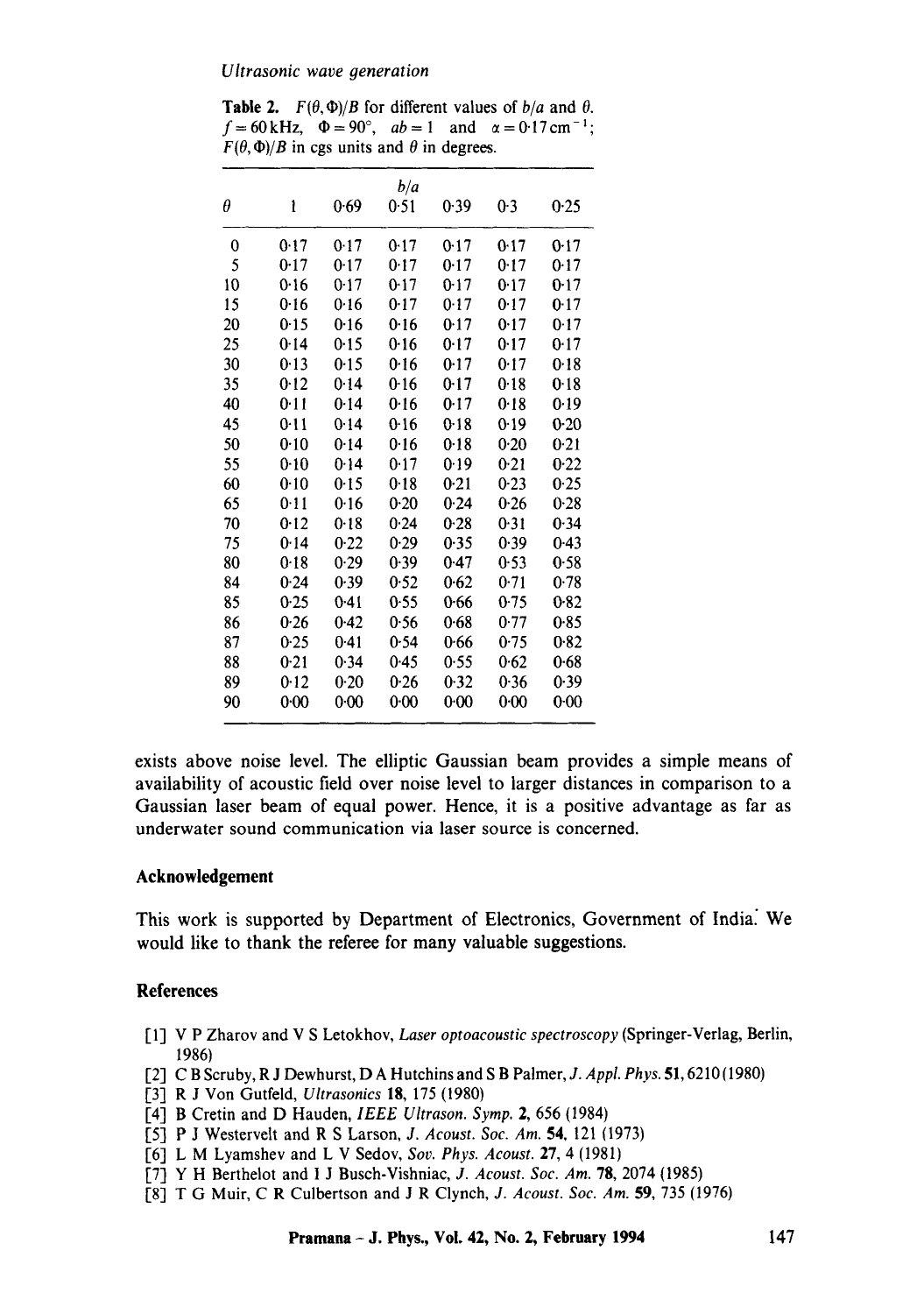**Table 2.** $F(\theta, \Phi)/B$ for different values of $b/a$ and $\theta$. $f = 60\,\text{kHz}$, $\Phi = 90°$, $ab = 1$ and $\alpha = 0{\cdot}17\,\text{cm}^{-1}$; $F(\theta, \Phi)/B$ in cgs units and $\theta$ in degrees.

| $\theta$ | $b/a$ | | | | | |
|---|---|---|---|---|---|---|
| | 1 | 0·69 | 0·51 | 0·39 | 0·3 | 0·25 |
| 0 | 0·17 | 0·17 | 0·17 | 0·17 | 0·17 | 0·17 |
| 5 | 0·17 | 0·17 | 0·17 | 0·17 | 0·17 | 0·17 |
| 10 | 0·16 | 0·17 | 0·17 | 0·17 | 0·17 | 0·17 |
| 15 | 0·16 | 0·16 | 0·17 | 0·17 | 0·17 | 0·17 |
| 20 | 0·15 | 0·16 | 0·16 | 0·17 | 0·17 | 0·17 |
| 25 | 0·14 | 0·15 | 0·16 | 0·17 | 0·17 | 0·17 |
| 30 | 0·13 | 0·15 | 0·16 | 0·17 | 0·17 | 0·18 |
| 35 | 0·12 | 0·14 | 0·16 | 0·17 | 0·18 | 0·18 |
| 40 | 0·11 | 0·14 | 0·16 | 0·17 | 0·18 | 0·19 |
| 45 | 0·11 | 0·14 | 0·16 | 0·18 | 0·19 | 0·20 |
| 50 | 0·10 | 0·14 | 0·16 | 0·18 | 0·20 | 0·21 |
| 55 | 0·10 | 0·14 | 0·17 | 0·19 | 0·21 | 0·22 |
| 60 | 0·10 | 0·15 | 0·18 | 0·21 | 0·23 | 0·25 |
| 65 | 0·11 | 0·16 | 0·20 | 0·24 | 0·26 | 0·28 |
| 70 | 0·12 | 0·18 | 0·24 | 0·28 | 0·31 | 0·34 |
| 75 | 0·14 | 0·22 | 0·29 | 0·35 | 0·39 | 0·43 |
| 80 | 0·18 | 0·29 | 0·39 | 0·47 | 0·53 | 0·58 |
| 84 | 0·24 | 0·39 | 0·52 | 0·62 | 0·71 | 0·78 |
| 85 | 0·25 | 0·41 | 0·55 | 0·66 | 0·75 | 0·82 |
| 86 | 0·26 | 0·42 | 0·56 | 0·68 | 0·77 | 0·85 |
| 87 | 0·25 | 0·41 | 0·54 | 0·66 | 0·75 | 0·82 |
| 88 | 0·21 | 0·34 | 0·45 | 0·55 | 0·62 | 0·68 |
| 89 | 0·12 | 0·20 | 0·26 | 0·32 | 0·36 | 0·39 |
| 90 | 0·00 | 0·00 | 0·00 | 0·00 | 0·00 | 0·00 |

exists above noise level. The elliptic Gaussian beam provides a simple means of availability of acoustic field over noise level to larger distances in comparison to a Gaussian laser beam of equal power. Hence, it is a positive advantage as far as underwater sound communication via laser source is concerned.

## Acknowledgement

This work is supported by Department of Electronics, Government of India. We would like to thank the referee for many valuable suggestions.

## References

[1] V P Zharov and V S Letokhov, *Laser optoacoustic spectroscopy* (Springer-Verlag, Berlin, 1986)

[2] C B Scruby, R J Dewhurst, D A Hutchins and S B Palmer, *J. Appl. Phys.* **51**, 6210 (1980)

[3] R J Von Gutfeld, *Ultrasonics* **18**, 175 (1980)

[4] B Cretin and D Hauden, *IEEE Ultrason. Symp.* **2**, 656 (1984)

[5] P J Westervelt and R S Larson, *J. Acoust. Soc. Am.* **54**, 121 (1973)

[6] L M Lyamshev and L V Sedov, *Sov. Phys. Acoust.* **27**, 4 (1981)

[7] Y H Berthelot and I J Busch-Vishniac, *J. Acoust. Soc. Am.* **78**, 2074 (1985)

[8] T G Muir, C R Culbertson and J R Clynch, *J. Acoust. Soc. Am.* **59**, 735 (1976)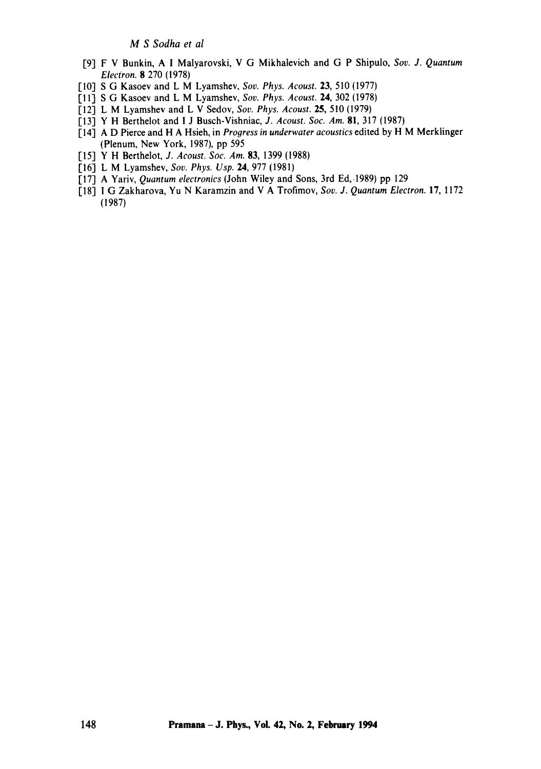[9] F V Bunkin, A I Malyarovski, V G Mikhalevich and G P Shipulo, *Sov. J. Quantum Electron.* **8** 270 (1978)

[10] S G Kasoev and L M Lyamshev, *Sov. Phys. Acoust.* **23**, 510 (1977)

[11] S G Kasoev and L M Lyamshev, *Sov. Phys. Acoust.* **24**, 302 (1978)

[12] L M Lyamshev and L V Sedov, *Sov. Phys. Acoust.* **25**, 510 (1979)

[13] Y H Berthelot and I J Busch-Vishniac, *J. Acoust. Soc. Am.* **81**, 317 (1987)

[14] A D Pierce and H A Hsieh, in *Progress in underwater acoustics* edited by H M Merklinger (Plenum, New York, 1987), pp 595

[15] Y H Berthelot, *J. Acoust. Soc. Am.* **83**, 1399 (1988)

[16] L M Lyamshev, *Sov. Phys. Usp.* **24**, 977 (1981)

[17] A Yariv, *Quantum electronics* (John Wiley and Sons, 3rd Ed, 1989) pp 129

[18] I G Zakharova, Yu N Karamzin and V A Trofimov, *Sov. J. Quantum Electron.* **17**, 1172 (1987)